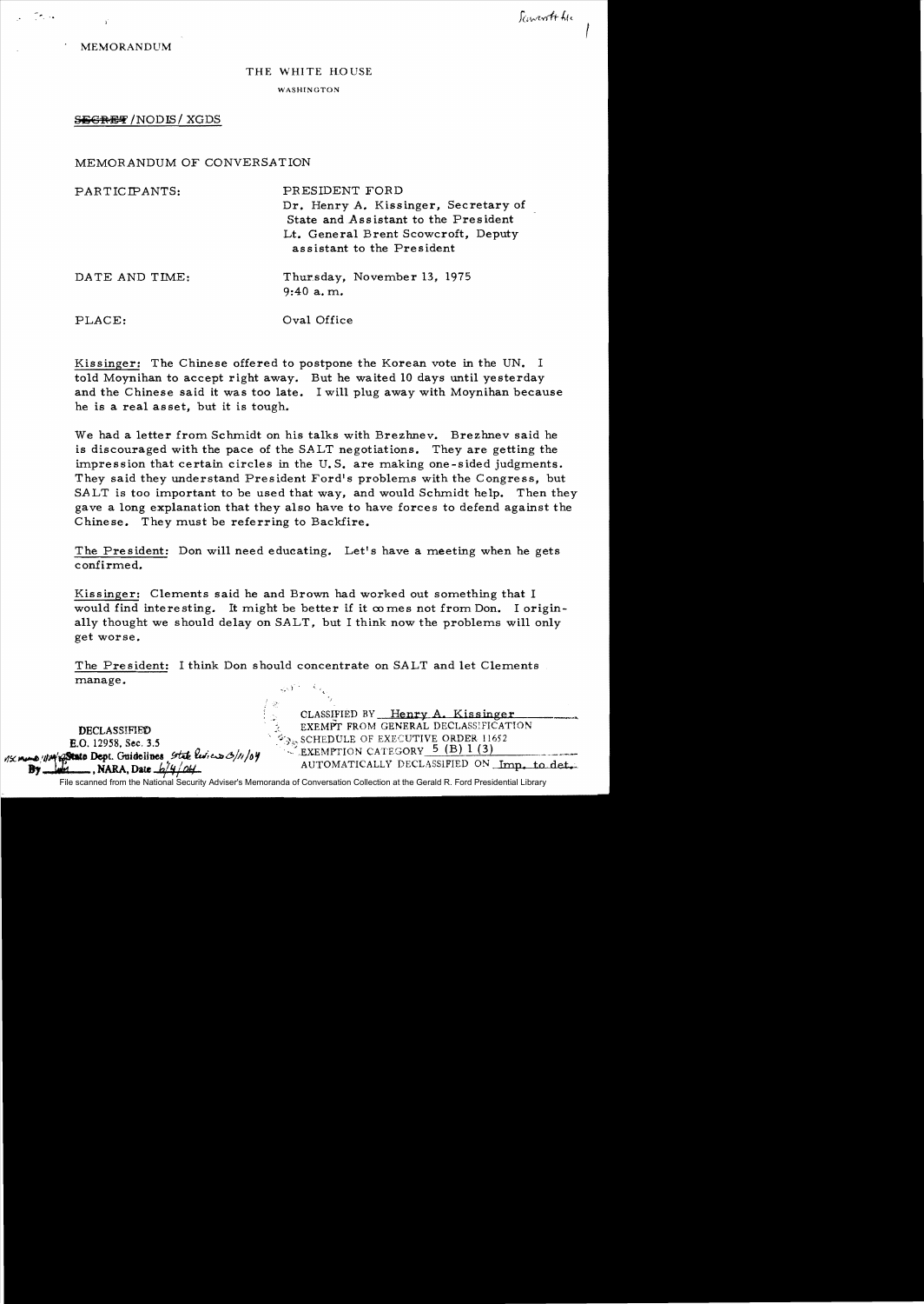Scowcroft file

MEMORANDUM

THE WHITE HOUSE

WASHINGTON

~~SECRET~~ /NODIS/ XGDS

MEMORANDUM OF CONVERSATION

PARTICIPANTS: PRESIDENT FORD
Dr. Henry A. Kissinger, Secretary of State and Assistant to the President
Lt. General Brent Scowcroft, Deputy assistant to the President

DATE AND TIME: Thursday, November 13, 1975
9:40 a.m.

PLACE: Oval Office

Kissinger: The Chinese offered to postpone the Korean vote in the UN. I told Moynihan to accept right away. But he waited 10 days until yesterday and the Chinese said it was too late. I will plug away with Moynihan because he is a real asset, but it is tough.

We had a letter from Schmidt on his talks with Brezhnev. Brezhnev said he is discouraged with the pace of the SALT negotiations. They are getting the impression that certain circles in the U.S. are making one-sided judgments. They said they understand President Ford's problems with the Congress, but SALT is too important to be used that way, and would Schmidt help. Then they gave a long explanation that they also have to have forces to defend against the Chinese. They must be referring to Backfire.

The President: Don will need educating. Let's have a meeting when he gets confirmed.

Kissinger: Clements said he and Brown had worked out something that I would find interesting. It might be better if it comes not from Don. I originally thought we should delay on SALT, but I think now the problems will only get worse.

The President: I think Don should concentrate on SALT and let Clements manage.

DECLASSIFIED
E.O. 12958, Sec. 3.5
NSC Memo, 11/24/98, State Dept. Guidelines State Review 3/11/04
By ___, NARA, Date 6/4/04

CLASSIFIED BY Henry A. Kissinger
EXEMPT FROM GENERAL DECLASSIFICATION
SCHEDULE OF EXECUTIVE ORDER 11652
EXEMPTION CATEGORY 5 (B) 1 (3)
AUTOMATICALLY DECLASSIFIED ON Imp. to det.

File scanned from the National Security Adviser's Memoranda of Conversation Collection at the Gerald R. Ford Presidential Library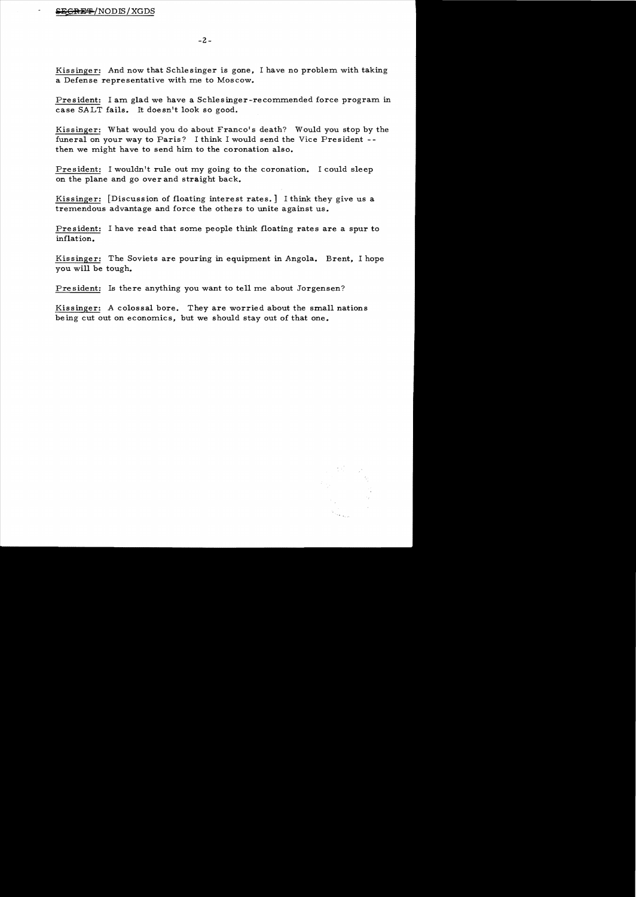Kissinger: And now that Schlesinger is gone, I have no problem with taking a Defense representative with me to Moscow.

President: I am glad we have a Schlesinger-recommended force program in case SALT fails. It doesn't look so good.

Kissinger: What would you do about Franco's death? Would you stop by the funeral on your way to Paris? I think I would send the Vice President -- then we might have to send him to the coronation also.

President: I wouldn't rule out my going to the coronation. I could sleep on the plane and go over and straight back.

Kissinger: [Discussion of floating interest rates.] I think they give us a tremendous advantage and force the others to unite against us.

President: I have read that some people think floating rates are a spur to inflation.

Kissinger: The Soviets are pouring in equipment in Angola. Brent, I hope you will be tough.

President: Is there anything you want to tell me about Jorgensen?

Kissinger: A colossal bore. They are worried about the small nations being cut out on economics, but we should stay out of that one.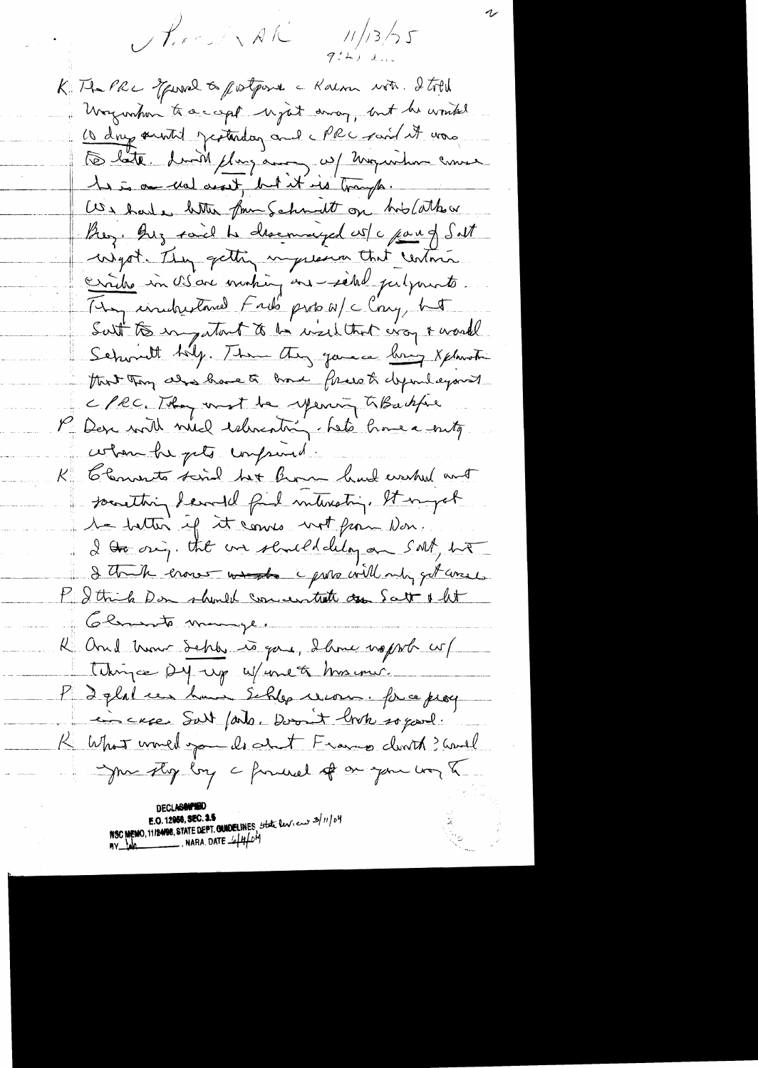P, K, R [?] 11/3/75
9:45 a.m.

K: The PRC agreed to postpone [the] Kaiser visit. I told Magnuson to accept right away, but he wanted 10 days until yesterday and [the] PRC said it was too late. I'm still playing around w/ Magnuson cause he is an ideal asset, but it is tough.

We had a letter from Schmidt on his/other Brez. Brez said he discouraged w/ [the] pace of Salt night [?]. They getting impression that certain circles in US are making one-sided judgments. They understand Ford's probs w/ [the] Cong, but Salt too important to be used that way & would Schmidt help. Then they gave a long explanation that they also have to have forces to defend against [the] PRC. They must be referring to Backfire.

P: Don will need educating. Lets have a party when he gets confirmed.

K: Clements said that Brown had worked out something I would find interesting. It might be better if it comes not from Don.

I was saying that we should delay on Salt, but I think Ernie [?] [the] pros will only get worse.

P: I think Don should concentrate on Salt & let Clements manage.

R: And now Schlesinger is gone, I have no prob w/ taking DY up w/ one to Moscow.

P: I glad we have Schles. record, for the proof in case Salt fails. Doesn't look so good.

K: What would you do about Franco death? Would you stop by [the] funeral off on your way to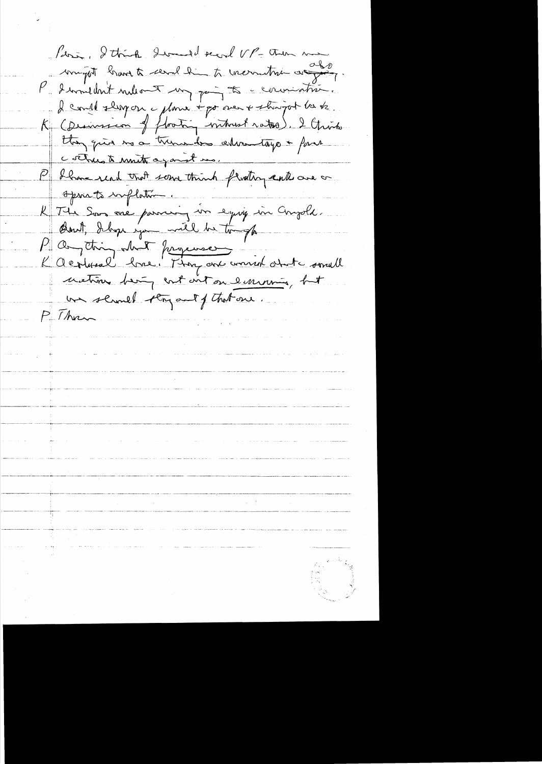Peru. I think I would send VP – then we might have to send him to coronation also.

P. I wouldn't rule out my going to a coronation. I could sleep on a plane + go over + straight back.

K. (Discussion of floating interest rates). I think they give us a tremendous advantage + force others to unite against us.

P. I have read that some think floating rates are an open to inflation.

K. The Sov are panning in Egypt in Angola. Beirut, I hope you will be tough.

P. Anything about progress

K. Aerial law. They are worried about small nations being cut out on economics, but we should stay out of that one.

P. Then